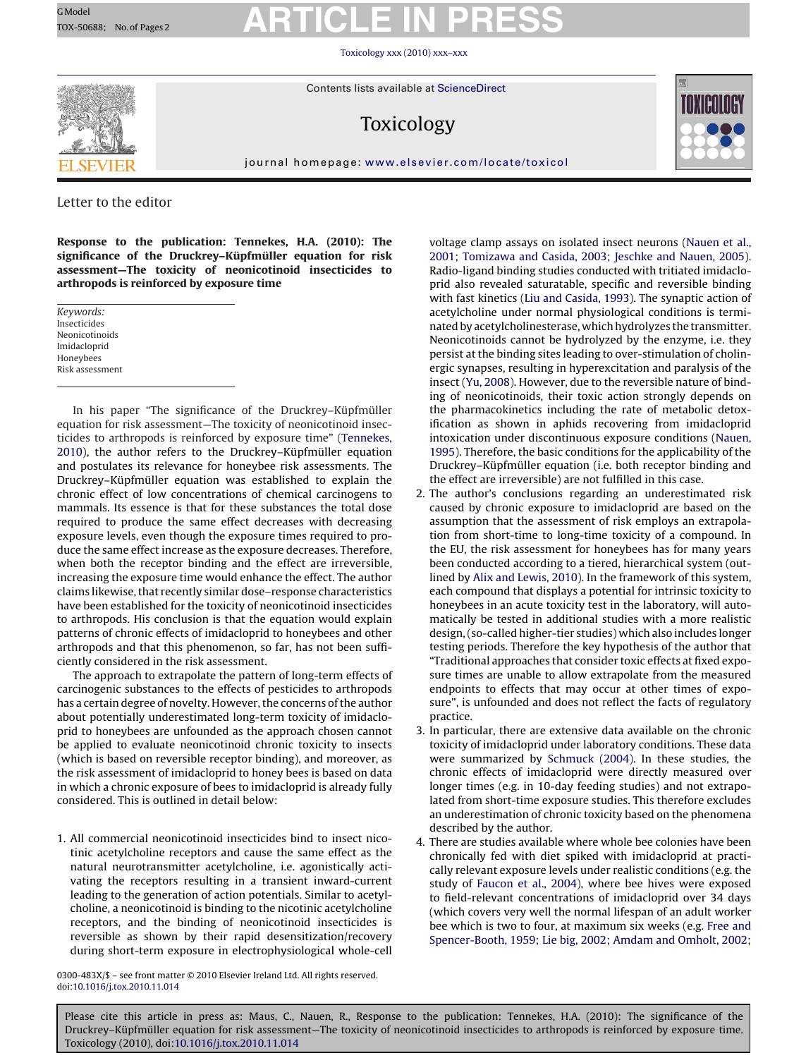Letter to the editor

**Response to the publication: Tennekes, H.A. (2010): The significance of the Druckrey–Küpfmüller equation for risk assessment—The toxicity of neonicotinoid insecticides to arthropods is reinforced by exposure time**

*Keywords:*
Insecticides
Neonicotinoids
Imidacloprid
Honeybees
Risk assessment

In his paper "The significance of the Druckrey–Küpfmüller equation for risk assessment—The toxicity of neonicotinoid insecticides to arthropods is reinforced by exposure time" (Tennekes, 2010), the author refers to the Druckrey–Küpfmüller equation and postulates its relevance for honeybee risk assessments. The Druckrey–Küpfmüller equation was established to explain the chronic effect of low concentrations of chemical carcinogens to mammals. Its essence is that for these substances the total dose required to produce the same effect decreases with decreasing exposure levels, even though the exposure times required to produce the same effect increase as the exposure decreases. Therefore, when both the receptor binding and the effect are irreversible, increasing the exposure time would enhance the effect. The author claims likewise, that recently similar dose–response characteristics have been established for the toxicity of neonicotinoid insecticides to arthropods. His conclusion is that the equation would explain patterns of chronic effects of imidacloprid to honeybees and other arthropods and that this phenomenon, so far, has not been sufficiently considered in the risk assessment.

The approach to extrapolate the pattern of long-term effects of carcinogenic substances to the effects of pesticides to arthropods has a certain degree of novelty. However, the concerns of the author about potentially underestimated long-term toxicity of imidacloprid to honeybees are unfounded as the approach chosen cannot be applied to evaluate neonicotinoid chronic toxicity to insects (which is based on reversible receptor binding), and moreover, as the risk assessment of imidacloprid to honey bees is based on data in which a chronic exposure of bees to imidacloprid is already fully considered. This is outlined in detail below:

1. All commercial neonicotinoid insecticides bind to insect nicotinic acetylcholine receptors and cause the same effect as the natural neurotransmitter acetylcholine, i.e. agonistically activating the receptors resulting in a transient inward-current leading to the generation of action potentials. Similar to acetylcholine, a neonicotinoid is binding to the nicotinic acetylcholine receptors, and the binding of neonicotinoid insecticides is reversible as shown by their rapid desensitization/recovery during short-term exposure in electrophysiological whole-cell voltage clamp assays on isolated insect neurons (Nauen et al., 2001; Tomizawa and Casida, 2003; Jeschke and Nauen, 2005). Radio-ligand binding studies conducted with tritiated imidacloprid also revealed saturatable, specific and reversible binding with fast kinetics (Liu and Casida, 1993). The synaptic action of acetylcholine under normal physiological conditions is terminated by acetylcholinesterase, which hydrolyzes the transmitter. Neonicotinoids cannot be hydrolyzed by the enzyme, i.e. they persist at the binding sites leading to over-stimulation of cholinergic synapses, resulting in hyperexcitation and paralysis of the insect (Yu, 2008). However, due to the reversible nature of binding of neonicotinoids, their toxic action strongly depends on the pharmacokinetics including the rate of metabolic detoxification as shown in aphids recovering from imidacloprid intoxication under discontinuous exposure conditions (Nauen, 1995). Therefore, the basic conditions for the applicability of the Druckrey–Küpfmüller equation (i.e. both receptor binding and the effect are irreversible) are not fulfilled in this case.
2. The author's conclusions regarding an underestimated risk caused by chronic exposure to imidacloprid are based on the assumption that the assessment of risk employs an extrapolation from short-time to long-time toxicity of a compound. In the EU, the risk assessment for honeybees has for many years been conducted according to a tiered, hierarchical system (outlined by Alix and Lewis, 2010). In the framework of this system, each compound that displays a potential for intrinsic toxicity to honeybees in an acute toxicity test in the laboratory, will automatically be tested in additional studies with a more realistic design, (so-called higher-tier studies) which also includes longer testing periods. Therefore the key hypothesis of the author that "Traditional approaches that consider toxic effects at fixed exposure times are unable to allow extrapolate from the measured endpoints to effects that may occur at other times of exposure", is unfounded and does not reflect the facts of regulatory practice.
3. In particular, there are extensive data available on the chronic toxicity of imidacloprid under laboratory conditions. These data were summarized by Schmuck (2004). In these studies, the chronic effects of imidacloprid were directly measured over longer times (e.g. in 10-day feeding studies) and not extrapolated from short-time exposure studies. This therefore excludes an underestimation of chronic toxicity based on the phenomena described by the author.
4. There are studies available where whole bee colonies have been chronically fed with diet spiked with imidacloprid at practically relevant exposure levels under realistic conditions (e.g. the study of Faucon et al., 2004), where bee hives were exposed to field-relevant concentrations of imidacloprid over 34 days (which covers very well the normal lifespan of an adult worker bee which is two to four, at maximum six weeks (e.g. Free and Spencer-Booth, 1959; Lie big, 2002; Amdam and Omholt, 2002;

0300-483X/$ – see front matter © 2010 Elsevier Ireland Ltd. All rights reserved.
doi:10.1016/j.tox.2010.11.014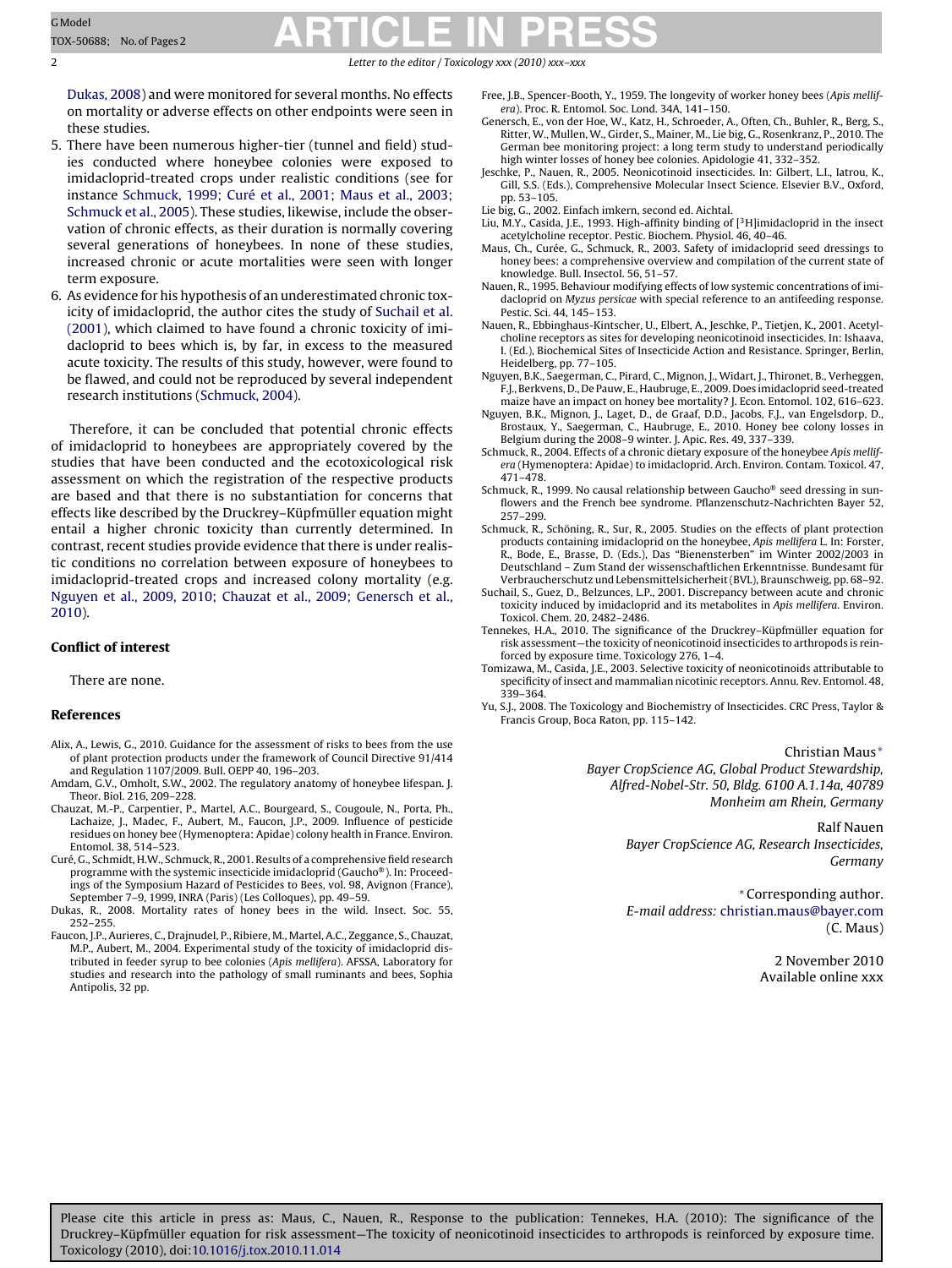Dukas, 2008) and were monitored for several months. No effects on mortality or adverse effects on other endpoints were seen in these studies.

5. There have been numerous higher-tier (tunnel and field) studies conducted where honeybee colonies were exposed to imidacloprid-treated crops under realistic conditions (see for instance Schmuck, 1999; Curé et al., 2001; Maus et al., 2003; Schmuck et al., 2005). These studies, likewise, include the observation of chronic effects, as their duration is normally covering several generations of honeybees. In none of these studies, increased chronic or acute mortalities were seen with longer term exposure.
6. As evidence for his hypothesis of an underestimated chronic toxicity of imidacloprid, the author cites the study of Suchail et al. (2001), which claimed to have found a chronic toxicity of imidacloprid to bees which is, by far, in excess to the measured acute toxicity. The results of this study, however, were found to be flawed, and could not be reproduced by several independent research institutions (Schmuck, 2004).

Therefore, it can be concluded that potential chronic effects of imidacloprid to honeybees are appropriately covered by the studies that have been conducted and the ecotoxicological risk assessment on which the registration of the respective products are based and that there is no substantiation for concerns that effects like described by the Druckrey–Küpfmüller equation might entail a higher chronic toxicity than currently determined. In contrast, recent studies provide evidence that there is under realistic conditions no correlation between exposure of honeybees to imidacloprid-treated crops and increased colony mortality (e.g. Nguyen et al., 2009, 2010; Chauzat et al., 2009; Genersch et al., 2010).

## Conflict of interest

There are none.

## References

Alix, A., Lewis, G., 2010. Guidance for the assessment of risks to bees from the use of plant protection products under the framework of Council Directive 91/414 and Regulation 1107/2009. Bull. OEPP 40, 196–203.

Amdam, G.V., Omholt, S.W., 2002. The regulatory anatomy of honeybee lifespan. J. Theor. Biol. 216, 209–228.

Chauzat, M.-P., Carpentier, P., Martel, A.C., Bourgeard, S., Cougoule, N., Porta, Ph., Lachaize, J., Madec, F., Aubert, M., Faucon, J.P., 2009. Influence of pesticide residues on honey bee (Hymenoptera: Apidae) colony health in France. Environ. Entomol. 38, 514–523.

Curé, G., Schmidt, H.W., Schmuck, R., 2001. Results of a comprehensive field research programme with the systemic insecticide imidacloprid (Gaucho®). In: Proceedings of the Symposium Hazard of Pesticides to Bees, vol. 98, Avignon (France), September 7–9, 1999, INRA (Paris) (Les Colloques), pp. 49–59.

Dukas, R., 2008. Mortality rates of honey bees in the wild. Insect. Soc. 55, 252–255.

Faucon, J.P., Aurieres, C., Drajnudel, P., Ribiere, M., Martel, A.C., Zeggance, S., Chauzat, M.P., Aubert, M., 2004. Experimental study of the toxicity of imidacloprid distributed in feeder syrup to bee colonies (*Apis mellifera*). AFSSA, Laboratory for studies and research into the pathology of small ruminants and bees, Sophia Antipolis, 32 pp.

Free, J.B., Spencer-Booth, Y., 1959. The longevity of worker honey bees (*Apis mellifera*). Proc. R. Entomol. Soc. Lond. 34A, 141–150.

Genersch, E., von der Hoe, W., Katz, H., Schroeder, A., Often, Ch., Buhler, R., Berg, S., Ritter, W., Mullen, W., Girder, S., Mainer, M., Lie big, G., Rosenkranz, P., 2010. The German bee monitoring project: a long term study to understand periodically high winter losses of honey bee colonies. Apidologie 41, 332–352.

Jeschke, P., Nauen, R., 2005. Neonicotinoid insecticides. In: Gilbert, L.I., Iatrou, K., Gill, S.S. (Eds.), Comprehensive Molecular Insect Science. Elsevier B.V., Oxford, pp. 53–105.

Lie big, G., 2002. Einfach imkern, second ed. Aichtal.

Liu, M.Y., Casida, J.E., 1993. High-affinity binding of [$^3$H]imidacloprid in the insect acetylcholine receptor. Pestic. Biochem. Physiol. 46, 40–46.

Maus, Ch., Curée, G., Schmuck, R., 2003. Safety of imidacloprid seed dressings to honey bees: a comprehensive overview and compilation of the current state of knowledge. Bull. Insectol. 56, 51–57.

Nauen, R., 1995. Behaviour modifying effects of low systemic concentrations of imidacloprid on *Myzus persicae* with special reference to an antifeeding response. Pestic. Sci. 44, 145–153.

Nauen, R., Ebbinghaus-Kintscher, U., Elbert, A., Jeschke, P., Tietjen, K., 2001. Acetylcholine receptors as sites for developing neonicotinoid insecticides. In: Ishaava, I. (Ed.), Biochemical Sites of Insecticide Action and Resistance. Springer, Berlin, Heidelberg, pp. 77–105.

Nguyen, B.K., Saegerman, C., Pirard, C., Mignon, J., Widart, J., Thironet, B., Verheggen, F.J., Berkvens, D., De Pauw, E., Haubruge, E., 2009. Does imidacloprid seed-treated maize have an impact on honey bee mortality? J. Econ. Entomol. 102, 616–623.

Nguyen, B.K., Mignon, J., Laget, D., de Graaf, D.D., Jacobs, F.J., van Engelsdorp, D., Brostaux, Y., Saegerman, C., Haubruge, E., 2010. Honey bee colony losses in Belgium during the 2008–9 winter. J. Apic. Res. 49, 337–339.

Schmuck, R., 2004. Effects of a chronic dietary exposure of the honeybee *Apis mellifera* (Hymenoptera: Apidae) to imidacloprid. Arch. Environ. Contam. Toxicol. 47, 471–478.

Schmuck, R., 1999. No causal relationship between Gaucho® seed dressing in sunflowers and the French bee syndrome. Pflanzenschutz-Nachrichten Bayer 52, 257–299.

Schmuck, R., Schöning, R., Sur, R., 2005. Studies on the effects of plant protection products containing imidacloprid on the honeybee, *Apis mellifera* L. In: Forster, R., Bode, E., Brasse, D. (Eds.), Das "Bienensterben" im Winter 2002/2003 in Deutschland – Zum Stand der wissenschaftlichen Erkenntnisse. Bundesamt für Verbraucherschutz und Lebensmittelsicherheit (BVL), Braunschweig, pp. 68–92.

Suchail, S., Guez, D., Belzunces, L.P., 2001. Discrepancy between acute and chronic toxicity induced by imidacloprid and its metabolites in *Apis mellifera*. Environ. Toxicol. Chem. 20, 2482–2486.

Tennekes, H.A., 2010. The significance of the Druckrey–Küpfmüller equation for risk assessment—the toxicity of neonicotinoid insecticides to arthropods is reinforced by exposure time. Toxicology 276, 1–4.

Tomizawa, M., Casida, J.E., 2003. Selective toxicity of neonicotinoids attributable to specificity of insect and mammalian nicotinic receptors. Annu. Rev. Entomol. 48, 339–364.

Yu, S.J., 2008. The Toxicology and Biochemistry of Insecticides. CRC Press, Taylor & Francis Group, Boca Raton, pp. 115–142.

Christian Maus*
*Bayer CropScience AG, Global Product Stewardship, Alfred-Nobel-Str. 50, Bldg. 6100 A.1.14a, 40789 Monheim am Rhein, Germany*

Ralf Nauen
*Bayer CropScience AG, Research Insecticides, Germany*

* Corresponding author.
*E-mail address:* christian.maus@bayer.com (C. Maus)

2 November 2010
Available online xxx